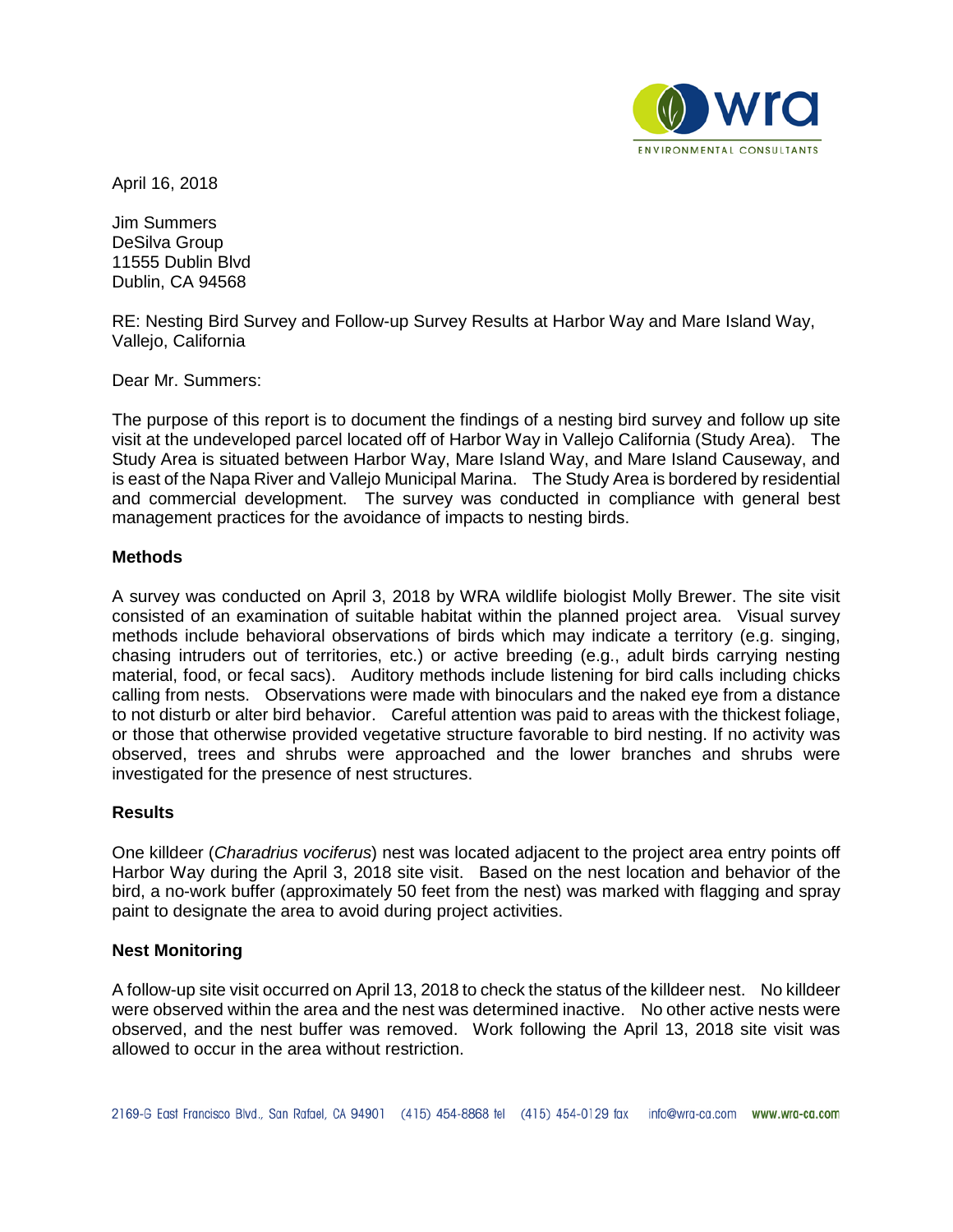April 16, 2018

Jim Summers
DeSilva Group
11555 Dublin Blvd
Dublin, CA 94568

RE: Nesting Bird Survey and Follow-up Survey Results at Harbor Way and Mare Island Way, Vallejo, California

Dear Mr. Summers:

The purpose of this report is to document the findings of a nesting bird survey and follow up site visit at the undeveloped parcel located off of Harbor Way in Vallejo California (Study Area). The Study Area is situated between Harbor Way, Mare Island Way, and Mare Island Causeway, and is east of the Napa River and Vallejo Municipal Marina. The Study Area is bordered by residential and commercial development. The survey was conducted in compliance with general best management practices for the avoidance of impacts to nesting birds.

## Methods

A survey was conducted on April 3, 2018 by WRA wildlife biologist Molly Brewer. The site visit consisted of an examination of suitable habitat within the planned project area. Visual survey methods include behavioral observations of birds which may indicate a territory (e.g. singing, chasing intruders out of territories, etc.) or active breeding (e.g., adult birds carrying nesting material, food, or fecal sacs). Auditory methods include listening for bird calls including chicks calling from nests. Observations were made with binoculars and the naked eye from a distance to not disturb or alter bird behavior. Careful attention was paid to areas with the thickest foliage, or those that otherwise provided vegetative structure favorable to bird nesting. If no activity was observed, trees and shrubs were approached and the lower branches and shrubs were investigated for the presence of nest structures.

## Results

One killdeer (*Charadrius vociferus*) nest was located adjacent to the project area entry points off Harbor Way during the April 3, 2018 site visit. Based on the nest location and behavior of the bird, a no-work buffer (approximately 50 feet from the nest) was marked with flagging and spray paint to designate the area to avoid during project activities.

## Nest Monitoring

A follow-up site visit occurred on April 13, 2018 to check the status of the killdeer nest. No killdeer were observed within the area and the nest was determined inactive. No other active nests were observed, and the nest buffer was removed. Work following the April 13, 2018 site visit was allowed to occur in the area without restriction.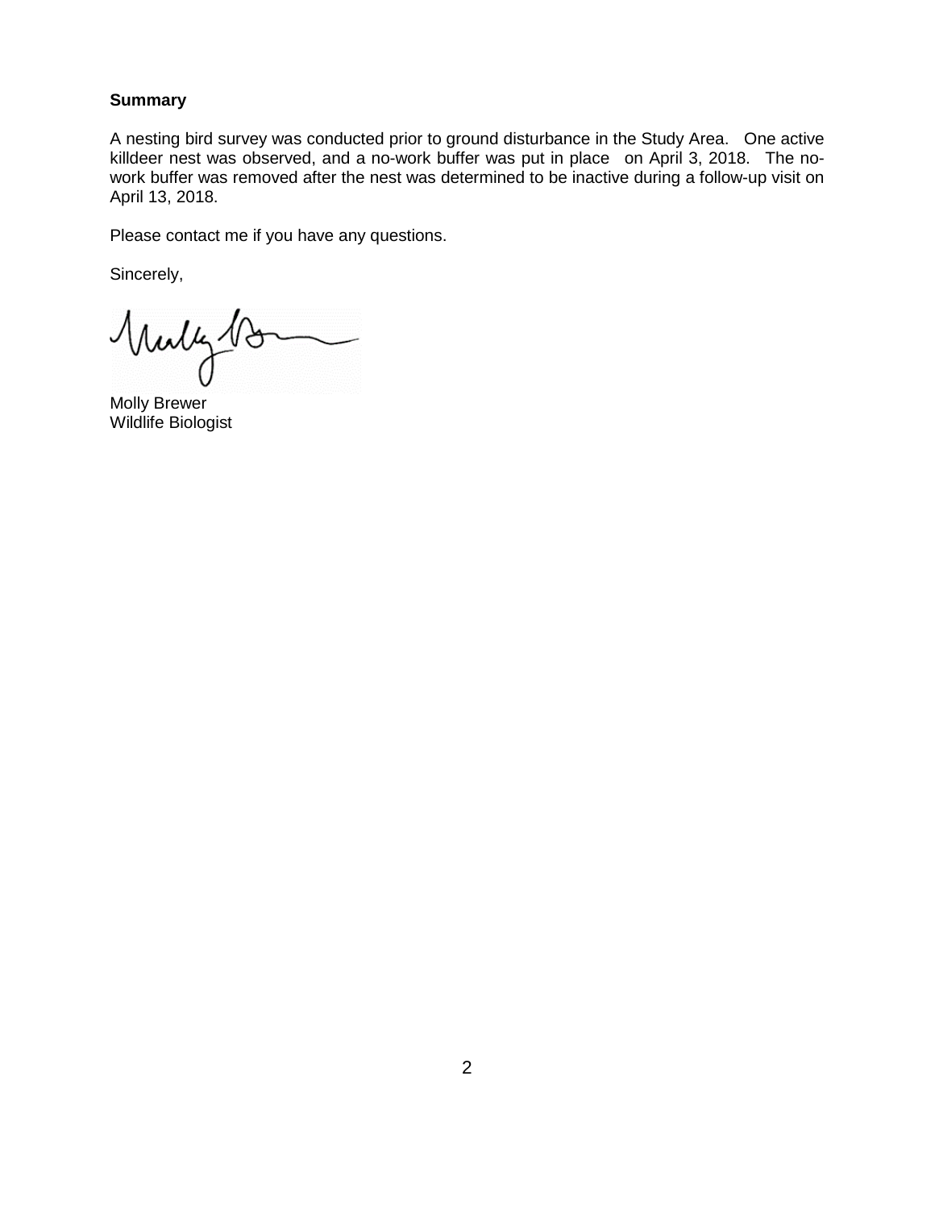**Summary**

A nesting bird survey was conducted prior to ground disturbance in the Study Area. One active killdeer nest was observed, and a no-work buffer was put in place on April 3, 2018. The no-work buffer was removed after the nest was determined to be inactive during a follow-up visit on April 13, 2018.

Please contact me if you have any questions.

Sincerely,

Molly Brewer
Wildlife Biologist